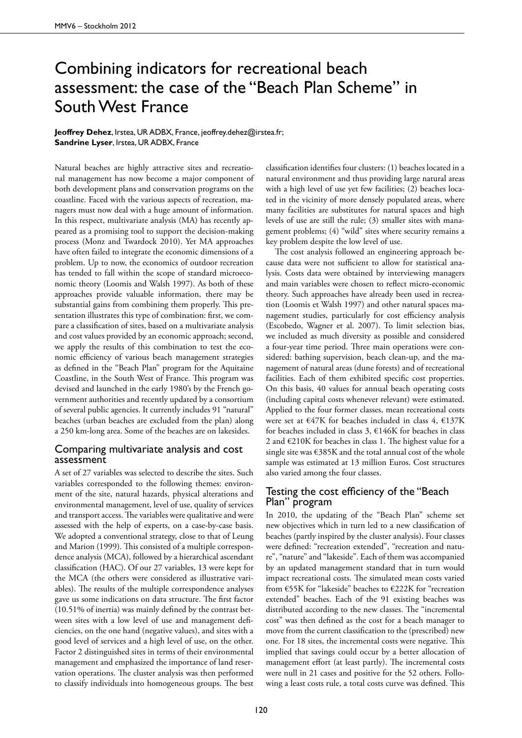# Combining indicators for recreational beach assessment: the case of the "Beach Plan Scheme" in South West France

**Jeoffrey Dehez**, Irstea, UR ADBX, France, jeoffrey.dehez@irstea.fr;
**Sandrine Lyser**, Irstea, UR ADBX, France

Natural beaches are highly attractive sites and recreational management has now become a major component of both development plans and conservation programs on the coastline. Faced with the various aspects of recreation, managers must now deal with a huge amount of information. In this respect, multivariate analysis (MA) has recently appeared as a promising tool to support the decision-making process (Monz and Twardock 2010). Yet MA approaches have often failed to integrate the economic dimensions of a problem. Up to now, the economics of outdoor recreation has tended to fall within the scope of standard microeconomic theory (Loomis and Walsh 1997). As both of these approaches provide valuable information, there may be substantial gains from combining them properly. This presentation illustrates this type of combination: first, we compare a classification of sites, based on a multivariate analysis and cost values provided by an economic approach; second, we apply the results of this combination to test the economic efficiency of various beach management strategies as defined in the "Beach Plan" program for the Aquitaine Coastline, in the South West of France. This program was devised and launched in the early 1980's by the French government authorities and recently updated by a consortium of several public agencies. It currently includes 91 "natural" beaches (urban beaches are excluded from the plan) along a 250 km-long area. Some of the beaches are on lakesides.

## Comparing multivariate analysis and cost assessment

A set of 27 variables was selected to describe the sites. Such variables corresponded to the following themes: environment of the site, natural hazards, physical alterations and environmental management, level of use, quality of services and transport access. The variables were qualitative and were assessed with the help of experts, on a case-by-case basis. We adopted a conventional strategy, close to that of Leung and Marion (1999). This consisted of a multiple correspondence analysis (MCA), followed by a hierarchical ascendant classification (HAC). Of our 27 variables, 13 were kept for the MCA (the others were considered as illustrative variables). The results of the multiple correspondence analyses gave us some indications on data structure. The first factor (10.51% of inertia) was mainly defined by the contrast between sites with a low level of use and management deficiencies, on the one hand (negative values), and sites with a good level of services and a high level of use, on the other. Factor 2 distinguished sites in terms of their environmental management and emphasized the importance of land reservation operations. The cluster analysis was then performed to classify individuals into homogeneous groups. The best classification identifies four clusters: (1) beaches located in a natural environment and thus providing large natural areas with a high level of use yet few facilities; (2) beaches located in the vicinity of more densely populated areas, where many facilities are substitutes for natural spaces and high levels of use are still the rule; (3) smaller sites with management problems; (4) "wild" sites where security remains a key problem despite the low level of use.

The cost analysis followed an engineering approach because data were not sufficient to allow for statistical analysis. Costs data were obtained by interviewing managers and main variables were chosen to reflect micro-economic theory. Such approaches have already been used in recreation (Loomis et Walsh 1997) and other natural spaces management studies, particularly for cost efficiency analysis (Escobedo, Wagner et al. 2007). To limit selection bias, we included as much diversity as possible and considered a four-year time period. Three main operations were considered: bathing supervision, beach clean-up, and the management of natural areas (dune forests) and of recreational facilities. Each of them exhibited specific cost properties. On this basis, 40 values for annual beach operating costs (including capital costs whenever relevant) were estimated. Applied to the four former classes, mean recreational costs were set at €47K for beaches included in class 4, €137K for beaches included in class 3, €146K for beaches in class 2 and €210K for beaches in class 1. The highest value for a single site was €385K and the total annual cost of the whole sample was estimated at 13 million Euros. Cost structures also varied among the four classes.

## Testing the cost efficiency of the "Beach Plan" program

In 2010, the updating of the "Beach Plan" scheme set new objectives which in turn led to a new classification of beaches (partly inspired by the cluster analysis). Four classes were defined: "recreation extended", "recreation and nature", "nature" and "lakeside". Each of them was accompanied by an updated management standard that in turn would impact recreational costs. The simulated mean costs varied from €55K for "lakeside" beaches to €222K for "recreation extended" beaches. Each of the 91 existing beaches was distributed according to the new classes. The "incremental cost" was then defined as the cost for a beach manager to move from the current classification to the (prescribed) new one. For 18 sites, the incremental costs were negative. This implied that savings could occur by a better allocation of management effort (at least partly). The incremental costs were null in 21 cases and positive for the 52 others. Following a least costs rule, a total costs curve was defined. This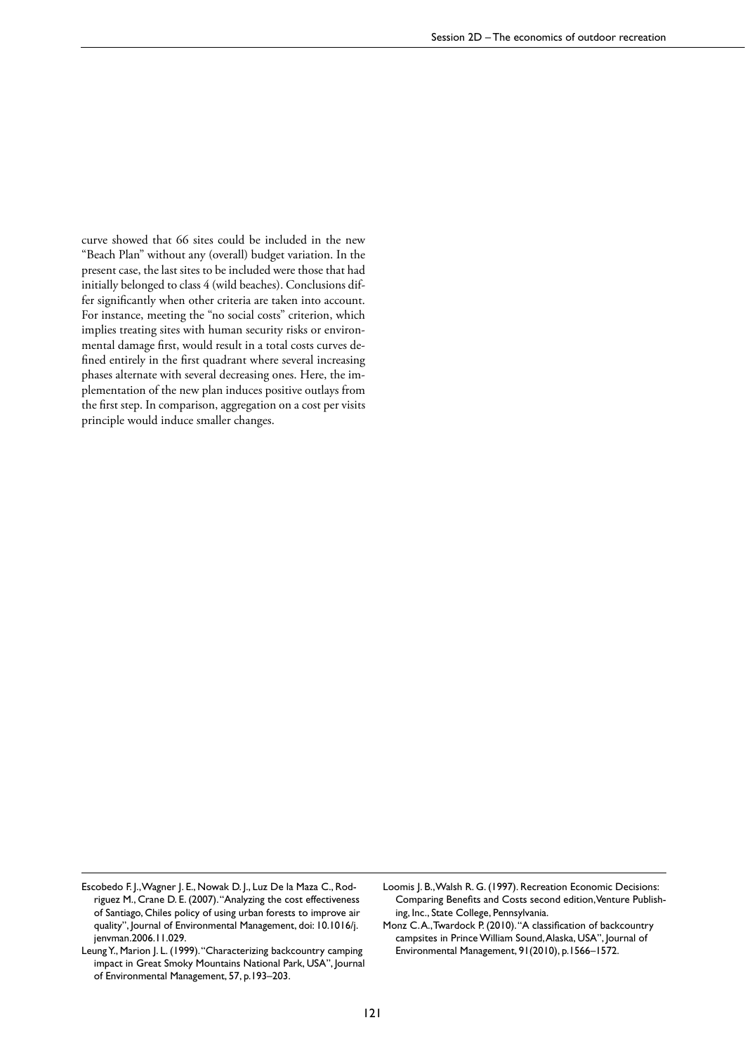curve showed that 66 sites could be included in the new "Beach Plan" without any (overall) budget variation. In the present case, the last sites to be included were those that had initially belonged to class 4 (wild beaches). Conclusions differ significantly when other criteria are taken into account. For instance, meeting the "no social costs" criterion, which implies treating sites with human security risks or environmental damage first, would result in a total costs curves defined entirely in the first quadrant where several increasing phases alternate with several decreasing ones. Here, the implementation of the new plan induces positive outlays from the first step. In comparison, aggregation on a cost per visits principle would induce smaller changes.

---

Escobedo F. J., Wagner J. E., Nowak D. J., Luz De la Maza C., Rodriguez M., Crane D. E. (2007). "Analyzing the cost effectiveness of Santiago, Chiles policy of using urban forests to improve air quality", Journal of Environmental Management, doi: 10.1016/j.jenvman.2006.11.029.

Leung Y., Marion J. L. (1999). "Characterizing backcountry camping impact in Great Smoky Mountains National Park, USA", Journal of Environmental Management, 57, p.193–203.

Loomis J. B., Walsh R. G. (1997). Recreation Economic Decisions: Comparing Benefits and Costs second edition, Venture Publishing, Inc., State College, Pennsylvania.

Monz C. A., Twardock P. (2010). "A classification of backcountry campsites in Prince William Sound, Alaska, USA", Journal of Environmental Management, 91(2010), p.1566–1572.